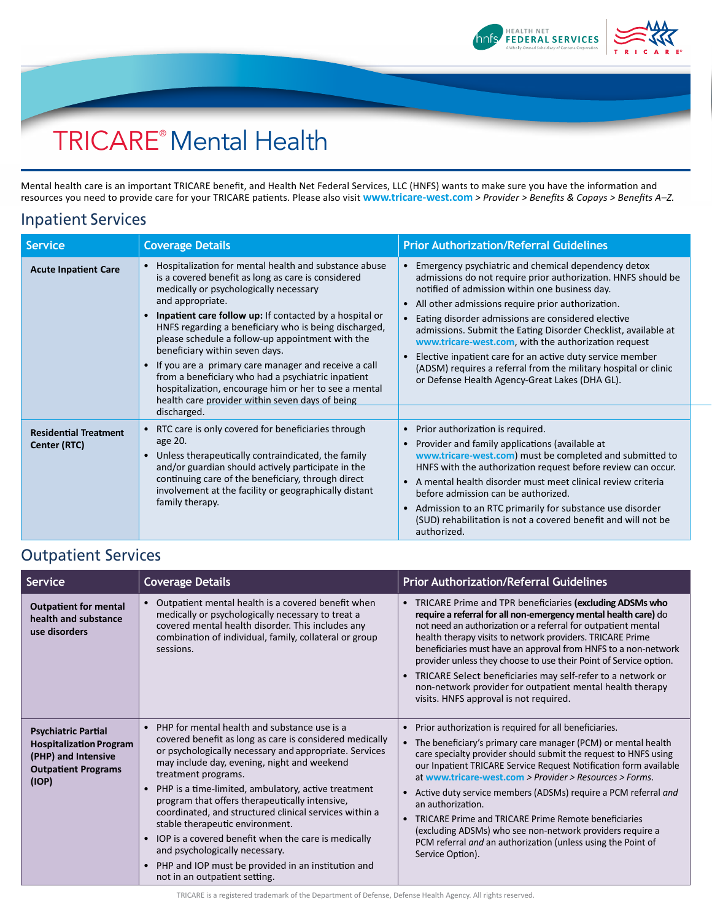# TRICARE® Mental Health

Mental health care is an important TRICARE benefit, and Health Net Federal Services, LLC (HNFS) wants to make sure you have the information and resources you need to provide care for your TRICARE patients. Please also visit **www.tricare-west.com** > *Provider* > *Benefits & Copays* > *Benefits A–Z.*

## Inpatient Services

| Service | Coverage Details | Prior Authorization/Referral Guidelines |
|---|---|---|
| **Acute Inpatient Care** | • Hospitalization for mental health and substance abuse is a covered benefit as long as care is considered medically or psychologically necessary and appropriate.<br>• **Inpatient care follow up:** If contacted by a hospital or HNFS regarding a beneficiary who is being discharged, please schedule a follow-up appointment with the beneficiary within seven days.<br>• If you are a primary care manager and receive a call from a beneficiary who had a psychiatric inpatient hospitalization, encourage him or her to see a mental health care provider within seven days of being discharged. | • Emergency psychiatric and chemical dependency detox admissions do not require prior authorization. HNFS should be notified of admission within one business day.<br>• All other admissions require prior authorization.<br>• Eating disorder admissions are considered elective admissions. Submit the Eating Disorder Checklist, available at **www.tricare-west.com**, with the authorization request<br>• Elective inpatient care for an active duty service member (ADSM) requires a referral from the military hospital or clinic or Defense Health Agency-Great Lakes (DHA GL). |
| **Residential Treatment Center (RTC)** | • RTC care is only covered for beneficiaries through age 20.<br>• Unless therapeutically contraindicated, the family and/or guardian should actively participate in the continuing care of the beneficiary, through direct involvement at the facility or geographically distant family therapy. | • Prior authorization is required.<br>• Provider and family applications (available at **www.tricare-west.com**) must be completed and submitted to HNFS with the authorization request before review can occur.<br>• A mental health disorder must meet clinical review criteria before admission can be authorized.<br>• Admission to an RTC primarily for substance use disorder (SUD) rehabilitation is not a covered benefit and will not be authorized. |

## Outpatient Services

| Service | Coverage Details | Prior Authorization/Referral Guidelines |
|---|---|---|
| **Outpatient for mental health and substance use disorders** | • Outpatient mental health is a covered benefit when medically or psychologically necessary to treat a covered mental health disorder. This includes any combination of individual, family, collateral or group sessions. | • TRICARE Prime and TPR beneficiaries **(excluding ADSMs who require a referral for all non-emergency mental health care)** do not need an authorization or a referral for outpatient mental health therapy visits to network providers. TRICARE Prime beneficiaries must have an approval from HNFS to a non-network provider unless they choose to use their Point of Service option.<br>• TRICARE Select beneficiaries may self-refer to a network or non-network provider for outpatient mental health therapy visits. HNFS approval is not required. |
| **Psychiatric Partial Hospitalization Program (PHP) and Intensive Outpatient Programs (IOP)** | • PHP for mental health and substance use is a covered benefit as long as care is considered medically or psychologically necessary and appropriate. Services may include day, evening, night and weekend treatment programs.<br>• PHP is a time-limited, ambulatory, active treatment program that offers therapeutically intensive, coordinated, and structured clinical services within a stable therapeutic environment.<br>• IOP is a covered benefit when the care is medically and psychologically necessary.<br>• PHP and IOP must be provided in an institution and not in an outpatient setting. | • Prior authorization is required for all beneficiaries.<br>• The beneficiary's primary care manager (PCM) or mental health care specialty provider should submit the request to HNFS using our Inpatient TRICARE Service Request Notification form available at **www.tricare-west.com** > *Provider* > *Resources* > *Forms*.<br>• Active duty service members (ADSMs) require a PCM referral *and* an authorization.<br>• TRICARE Prime and TRICARE Prime Remote beneficiaries (excluding ADSMs) who see non-network providers require a PCM referral *and* an authorization (unless using the Point of Service Option). |

TRICARE is a registered trademark of the Department of Defense, Defense Health Agency. All rights reserved.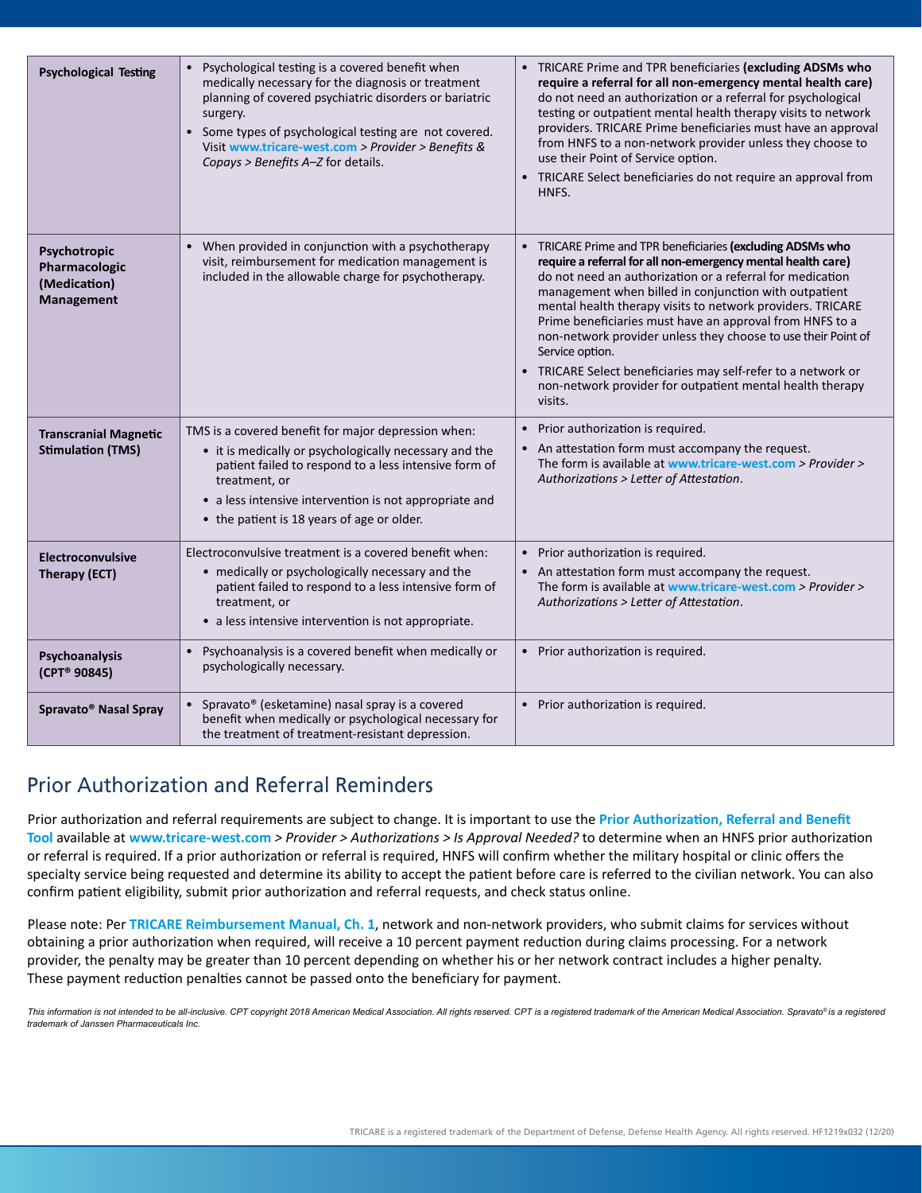| | | |
|---|---|---|
| **Psychological Testing** | • Psychological testing is a covered benefit when medically necessary for the diagnosis or treatment planning of covered psychiatric disorders or bariatric surgery.<br>• Some types of psychological testing are not covered. Visit www.tricare-west.com > *Provider > Benefits & Copays > Benefits A–Z* for details. | • TRICARE Prime and TPR beneficiaries **(excluding ADSMs who require a referral for all non-emergency mental health care)** do not need an authorization or a referral for psychological testing or outpatient mental health therapy visits to network providers. TRICARE Prime beneficiaries must have an approval from HNFS to a non-network provider unless they choose to use their Point of Service option.<br>• TRICARE Select beneficiaries do not require an approval from HNFS. |
| **Psychotropic Pharmacologic (Medication) Management** | • When provided in conjunction with a psychotherapy visit, reimbursement for medication management is included in the allowable charge for psychotherapy. | • TRICARE Prime and TPR beneficiaries **(excluding ADSMs who require a referral for all non-emergency mental health care)** do not need an authorization or a referral for medication management when billed in conjunction with outpatient mental health therapy visits to network providers. TRICARE Prime beneficiaries must have an approval from HNFS to a non-network provider unless they choose to use their Point of Service option.<br>• TRICARE Select beneficiaries may self-refer to a network or non-network provider for outpatient mental health therapy visits. |
| **Transcranial Magnetic Stimulation (TMS)** | TMS is a covered benefit for major depression when:<br>• it is medically or psychologically necessary and the patient failed to respond to a less intensive form of treatment, or<br>• a less intensive intervention is not appropriate and<br>• the patient is 18 years of age or older. | • Prior authorization is required.<br>• An attestation form must accompany the request. The form is available at www.tricare-west.com > *Provider > Authorizations > Letter of Attestation*. |
| **Electroconvulsive Therapy (ECT)** | Electroconvulsive treatment is a covered benefit when:<br>• medically or psychologically necessary and the patient failed to respond to a less intensive form of treatment, or<br>• a less intensive intervention is not appropriate. | • Prior authorization is required.<br>• An attestation form must accompany the request. The form is available at www.tricare-west.com > *Provider > Authorizations > Letter of Attestation*. |
| **Psychoanalysis (CPT® 90845)** | • Psychoanalysis is a covered benefit when medically or psychologically necessary. | • Prior authorization is required. |
| **Spravato® Nasal Spray** | • Spravato® (esketamine) nasal spray is a covered benefit when medically or psychological necessary for the treatment of treatment-resistant depression. | • Prior authorization is required. |

## Prior Authorization and Referral Reminders

Prior authorization and referral requirements are subject to change. It is important to use the **Prior Authorization, Referral and Benefit Tool** available at **www.tricare-west.com** > *Provider > Authorizations > Is Approval Needed?* to determine when an HNFS prior authorization or referral is required. If a prior authorization or referral is required, HNFS will confirm whether the military hospital or clinic offers the specialty service being requested and determine its ability to accept the patient before care is referred to the civilian network. You can also confirm patient eligibility, submit prior authorization and referral requests, and check status online.

Please note: Per **TRICARE Reimbursement Manual, Ch. 1**, network and non-network providers, who submit claims for services without obtaining a prior authorization when required, will receive a 10 percent payment reduction during claims processing. For a network provider, the penalty may be greater than 10 percent depending on whether his or her network contract includes a higher penalty. These payment reduction penalties cannot be passed onto the beneficiary for payment.

*This information is not intended to be all-inclusive. CPT copyright 2018 American Medical Association. All rights reserved. CPT is a registered trademark of the American Medical Association. Spravato® is a registered trademark of Janssen Pharmaceuticals Inc.*

TRICARE is a registered trademark of the Department of Defense, Defense Health Agency. All rights reserved. HF1219x032 (12/20)